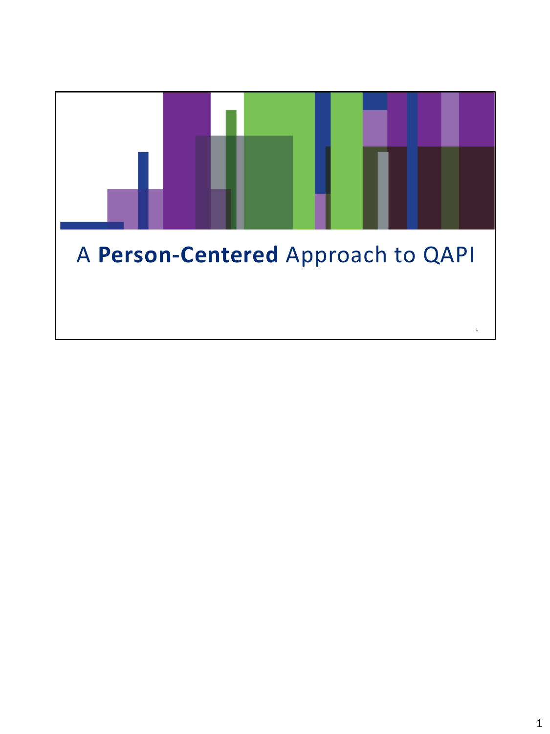# A **Person-Centered** Approach to QAPI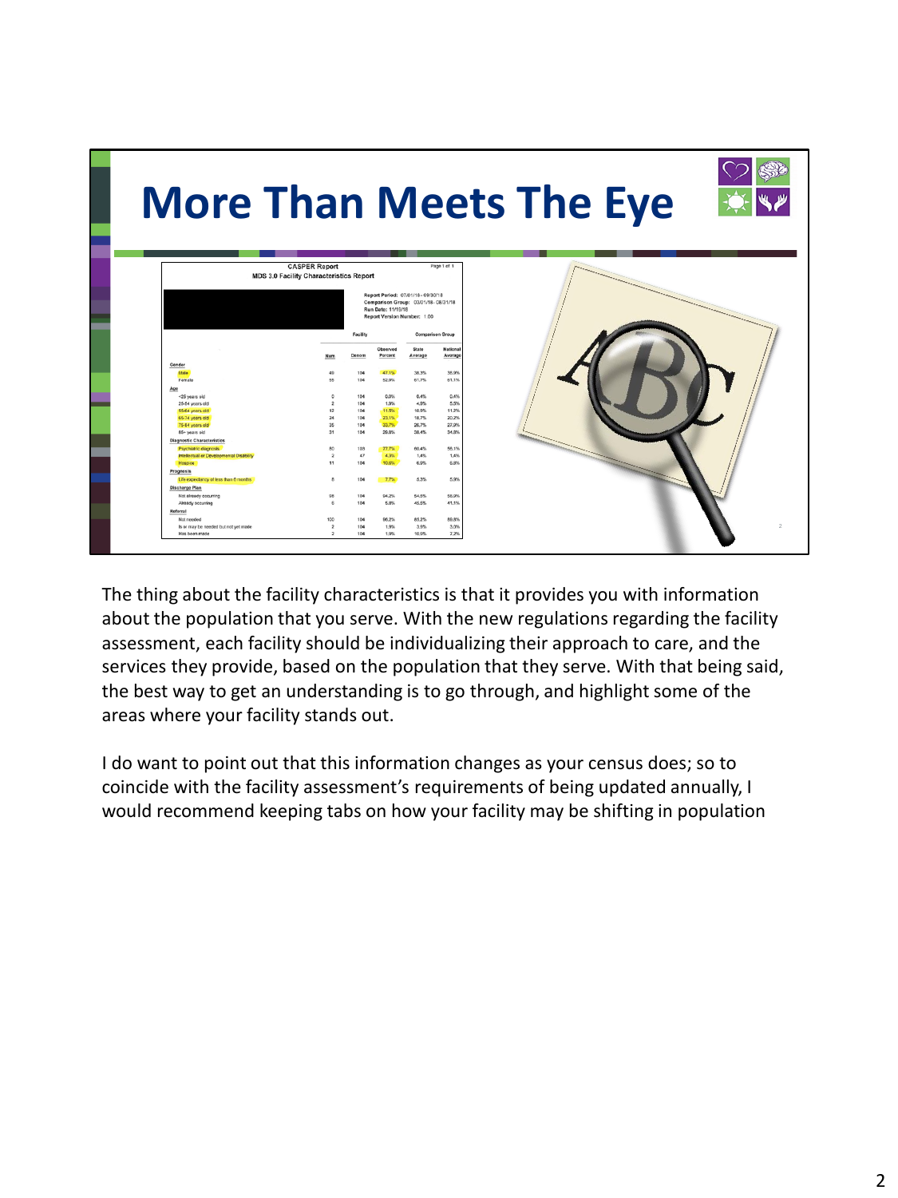# More Than Meets The Eye

## CASPER Report

### MDS 3.0 Facility Characteristics Report

Report Period: 07/01/18 - 09/30/18
Comparison Group: 03/01/18 - 08/31/18
Run Date: 11/19/18
Report Version Number: 1.00

| | Facility | | | Comparison Group | |
|---|---|---|---|---|---|
| | Num | Denom | Observed Percent | State Average | National Average |
| **Gender** | | | | | |
| Male | 49 | 104 | 47.1% | 38.3% | 38.9% |
| Female | 55 | 104 | 52.9% | 61.7% | 61.1% |
| **Age** | | | | | |
| <25 years old | 0 | 104 | 0.0% | 0.4% | 0.4% |
| 25-54 years old | 2 | 104 | 1.9% | 4.9% | 5.5% |
| 55-64 years old | 12 | 104 | 11.5% | 10.9% | 11.2% |
| 65-74 years old | 24 | 104 | 23.1% | 18.7% | 20.2% |
| 75-84 years old | 35 | 104 | 33.7% | 26.7% | 27.9% |
| 85+ years old | 31 | 104 | 29.8% | 38.4% | 34.8% |
| **Diagnostic Characteristics** | | | | | |
| Psychiatric diagnosis | 80 | 103 | 77.7% | 60.4% | 56.1% |
| Intellectual or Developmental Disability | 2 | 47 | 4.3% | 1.4% | 1.6% |
| Hospice | 11 | 104 | 10.6% | 6.9% | 6.8% |
| **Prognosis** | | | | | |
| Life expectancy of less than 6 months | 8 | 104 | 7.7% | 6.3% | 5.9% |
| **Discharge Plan** | | | | | |
| Not already occurring | 98 | 104 | 94.2% | 54.5% | 58.9% |
| Already occurring | 6 | 104 | 5.8% | 45.5% | 41.1% |
| **Referral** | | | | | |
| Not needed | 100 | 104 | 96.2% | 85.2% | 89.8% |
| Is or may be needed but not yet made | 2 | 104 | 1.9% | 3.9% | 3.0% |
| Has been made | 2 | 104 | 1.9% | 10.9% | 7.2% |

The thing about the facility characteristics is that it provides you with information about the population that you serve. With the new regulations regarding the facility assessment, each facility should be individualizing their approach to care, and the services they provide, based on the population that they serve. With that being said, the best way to get an understanding is to go through, and highlight some of the areas where your facility stands out.

I do want to point out that this information changes as your census does; so to coincide with the facility assessment's requirements of being updated annually, I would recommend keeping tabs on how your facility may be shifting in population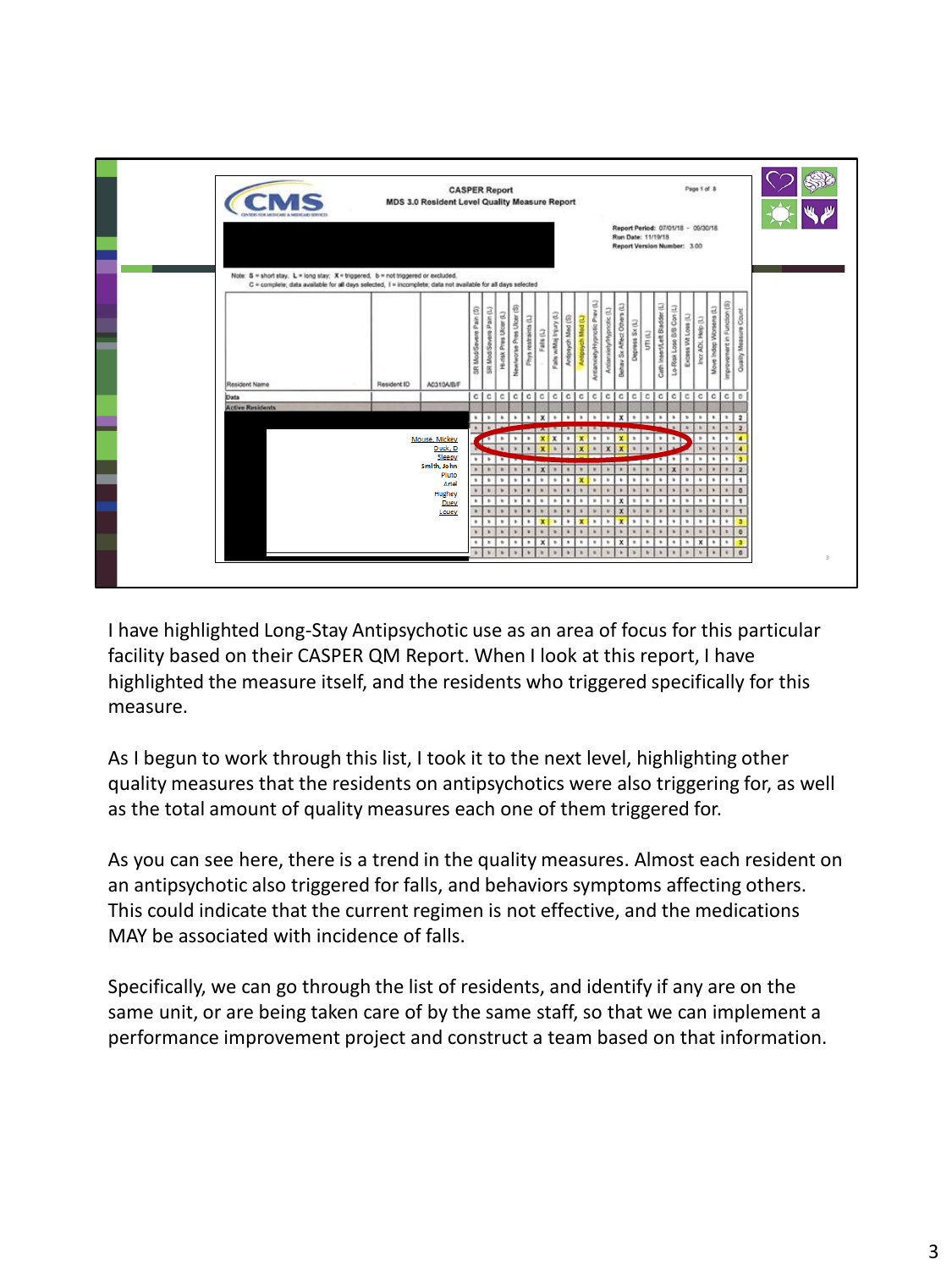I have highlighted Long-Stay Antipsychotic use as an area of focus for this particular facility based on their CASPER QM Report. When I look at this report, I have highlighted the measure itself, and the residents who triggered specifically for this measure.

As I begun to work through this list, I took it to the next level, highlighting other quality measures that the residents on antipsychotics were also triggering for, as well as the total amount of quality measures each one of them triggered for.

As you can see here, there is a trend in the quality measures. Almost each resident on an antipsychotic also triggered for falls, and behaviors symptoms affecting others. This could indicate that the current regimen is not effective, and the medications MAY be associated with incidence of falls.

Specifically, we can go through the list of residents, and identify if any are on the same unit, or are being taken care of by the same staff, so that we can implement a performance improvement project and construct a team based on that information.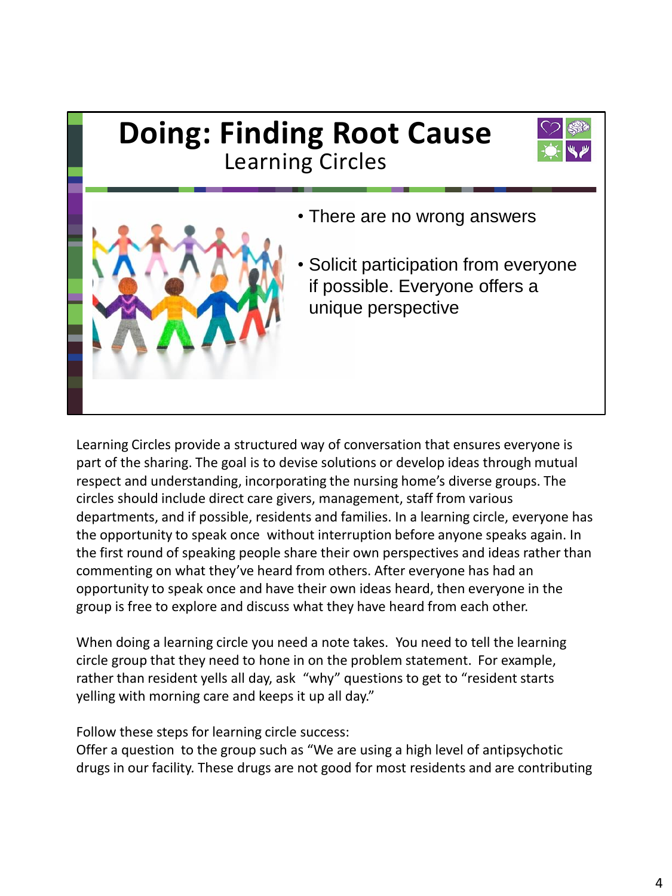# Doing: Finding Root Cause

## Learning Circles

- There are no wrong answers
- Solicit participation from everyone if possible. Everyone offers a unique perspective

Learning Circles provide a structured way of conversation that ensures everyone is part of the sharing. The goal is to devise solutions or develop ideas through mutual respect and understanding, incorporating the nursing home's diverse groups. The circles should include direct care givers, management, staff from various departments, and if possible, residents and families. In a learning circle, everyone has the opportunity to speak once without interruption before anyone speaks again. In the first round of speaking people share their own perspectives and ideas rather than commenting on what they've heard from others. After everyone has had an opportunity to speak once and have their own ideas heard, then everyone in the group is free to explore and discuss what they have heard from each other.

When doing a learning circle you need a note takes. You need to tell the learning circle group that they need to hone in on the problem statement. For example, rather than resident yells all day, ask "why" questions to get to "resident starts yelling with morning care and keeps it up all day."

Follow these steps for learning circle success:
Offer a question to the group such as "We are using a high level of antipsychotic drugs in our facility. These drugs are not good for most residents and are contributing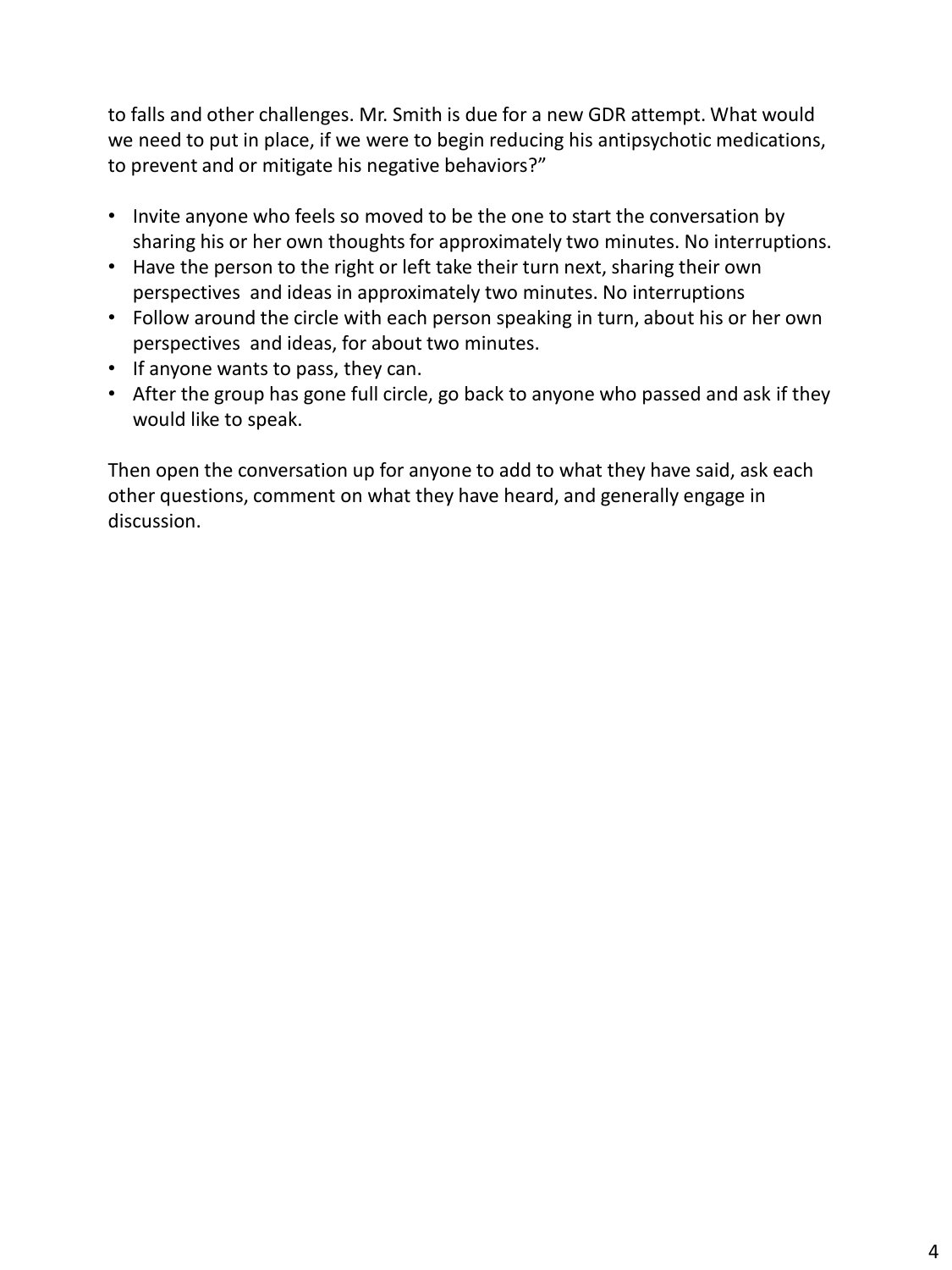to falls and other challenges. Mr. Smith is due for a new GDR attempt. What would we need to put in place, if we were to begin reducing his antipsychotic medications, to prevent and or mitigate his negative behaviors?"

- Invite anyone who feels so moved to be the one to start the conversation by sharing his or her own thoughts for approximately two minutes. No interruptions.
- Have the person to the right or left take their turn next, sharing their own perspectives and ideas in approximately two minutes. No interruptions
- Follow around the circle with each person speaking in turn, about his or her own perspectives and ideas, for about two minutes.
- If anyone wants to pass, they can.
- After the group has gone full circle, go back to anyone who passed and ask if they would like to speak.

Then open the conversation up for anyone to add to what they have said, ask each other questions, comment on what they have heard, and generally engage in discussion.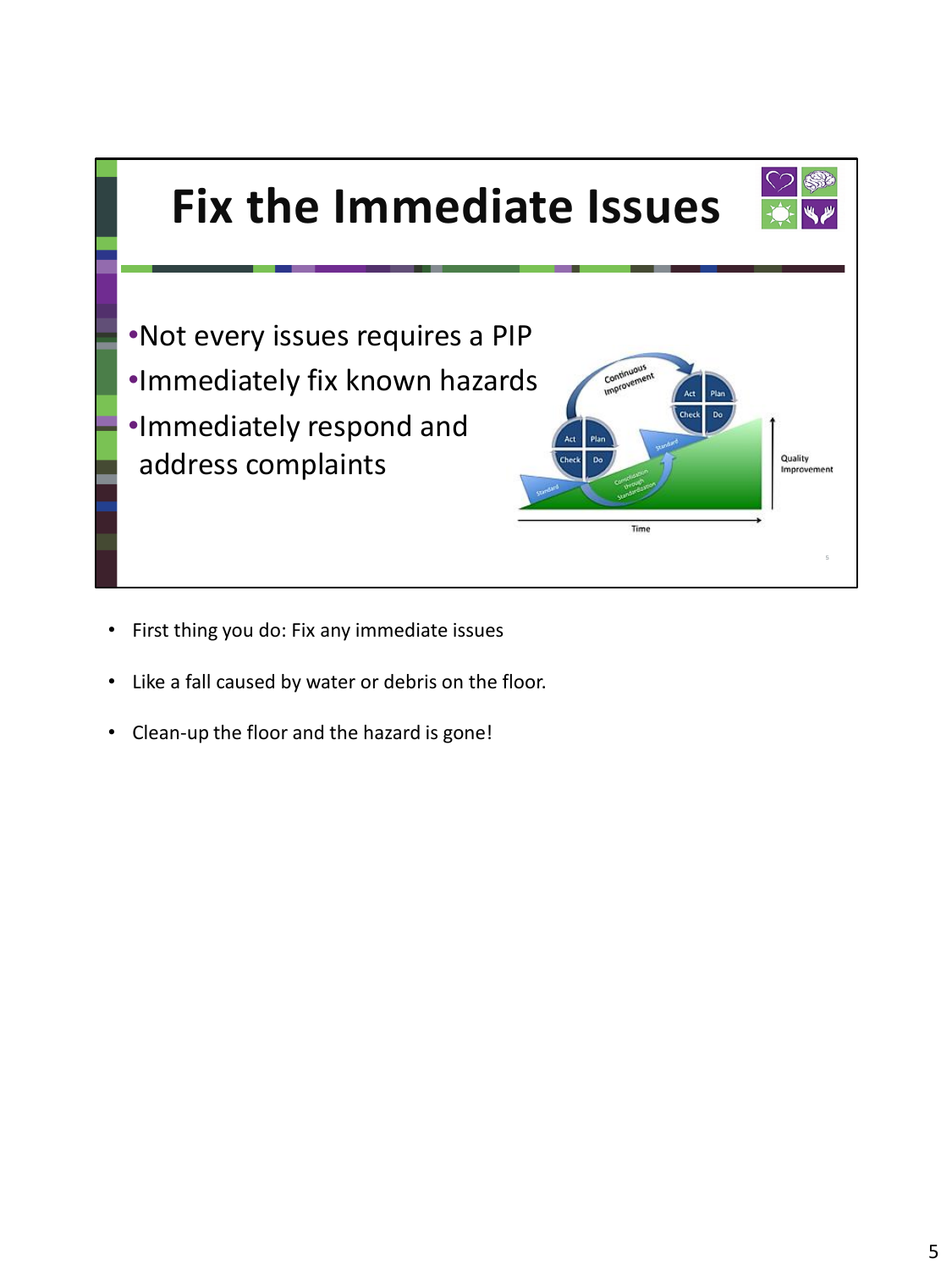# Fix the Immediate Issues

- Not every issues requires a PIP
- Immediately fix known hazards
- Immediately respond and address complaints

- First thing you do: Fix any immediate issues
- Like a fall caused by water or debris on the floor.
- Clean-up the floor and the hazard is gone!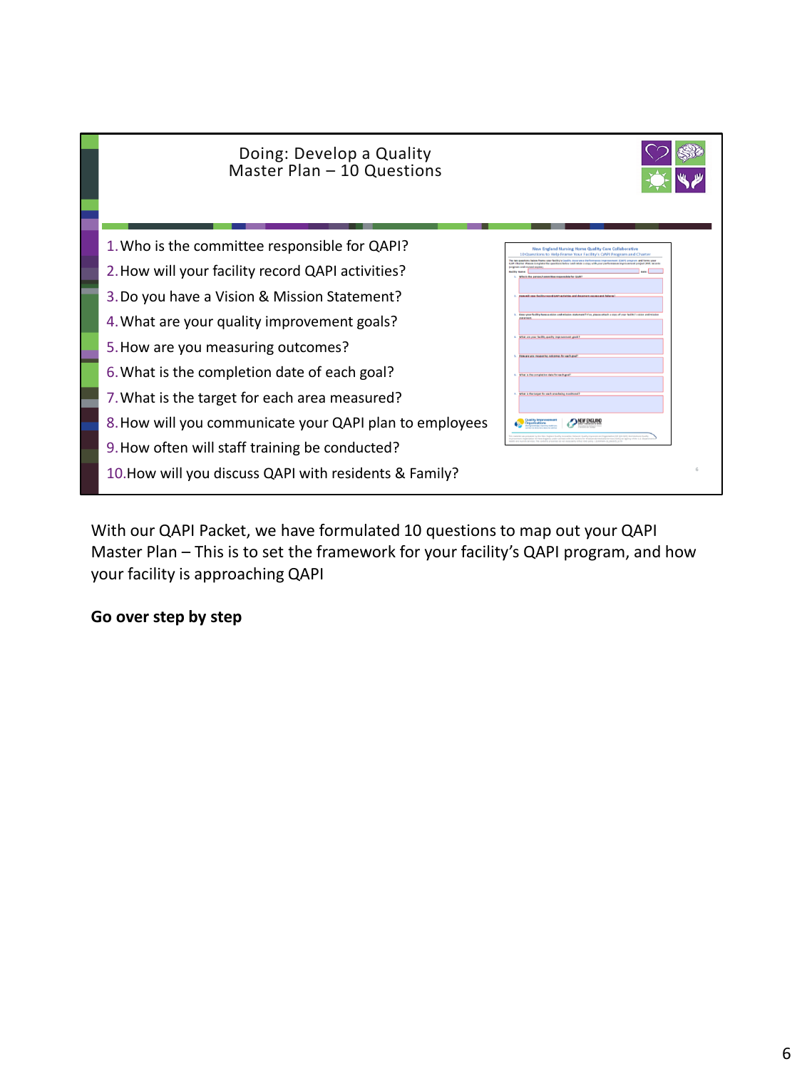## Doing: Develop a Quality Master Plan – 10 Questions

1. Who is the committee responsible for QAPI?
2. How will your facility record QAPI activities?
3. Do you have a Vision & Mission Statement?
4. What are your quality improvement goals?
5. How are you measuring outcomes?
6. What is the completion date of each goal?
7. What is the target for each area measured?
8. How will you communicate your QAPI plan to employees
9. How often will staff training be conducted?
10. How will you discuss QAPI with residents & Family?

With our QAPI Packet, we have formulated 10 questions to map out your QAPI Master Plan – This is to set the framework for your facility's QAPI program, and how your facility is approaching QAPI

**Go over step by step**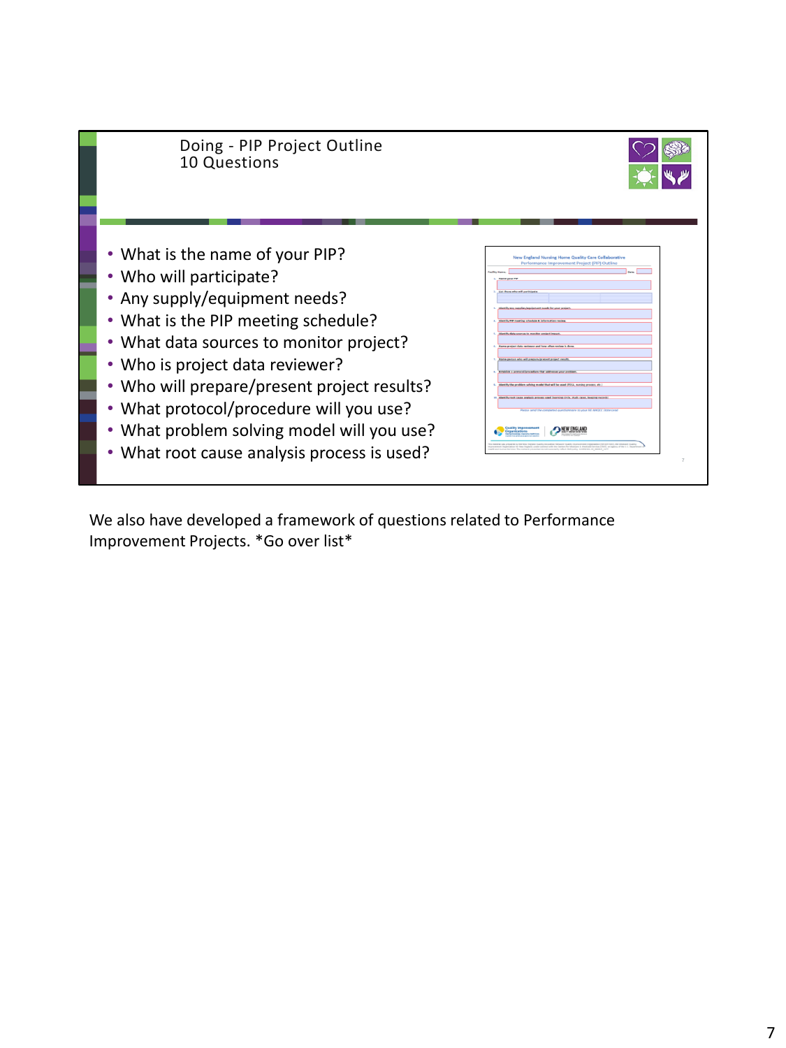## Doing - PIP Project Outline 10 Questions

- What is the name of your PIP?
- Who will participate?
- Any supply/equipment needs?
- What is the PIP meeting schedule?
- What data sources to monitor project?
- Who is project data reviewer?
- Who will prepare/present project results?
- What protocol/procedure will you use?
- What problem solving model will you use?
- What root cause analysis process is used?

We also have developed a framework of questions related to Performance Improvement Projects. *Go over list*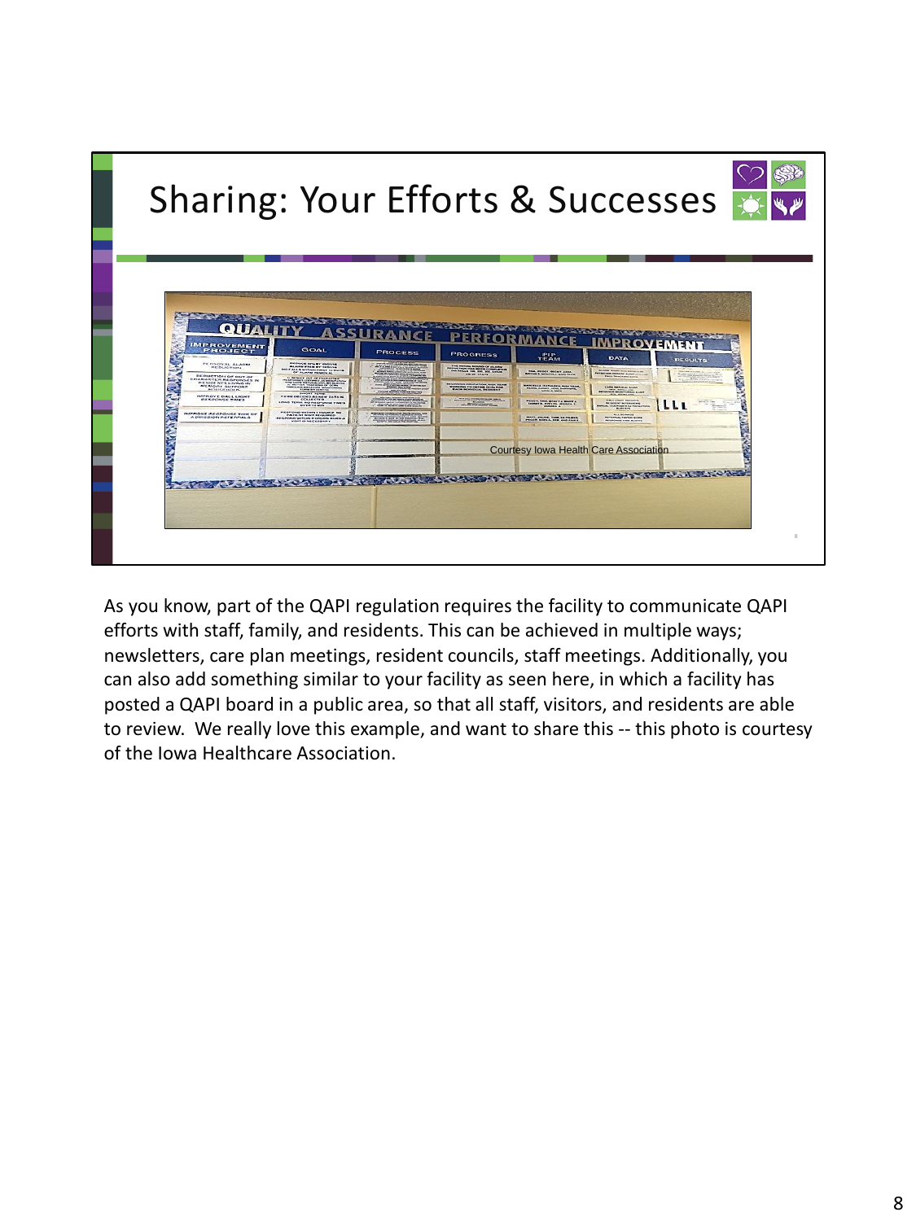# Sharing: Your Efforts & Successes

Courtesy Iowa Health Care Association

As you know, part of the QAPI regulation requires the facility to communicate QAPI efforts with staff, family, and residents. This can be achieved in multiple ways; newsletters, care plan meetings, resident councils, staff meetings. Additionally, you can also add something similar to your facility as seen here, in which a facility has posted a QAPI board in a public area, so that all staff, visitors, and residents are able to review. We really love this example, and want to share this -- this photo is courtesy of the Iowa Healthcare Association.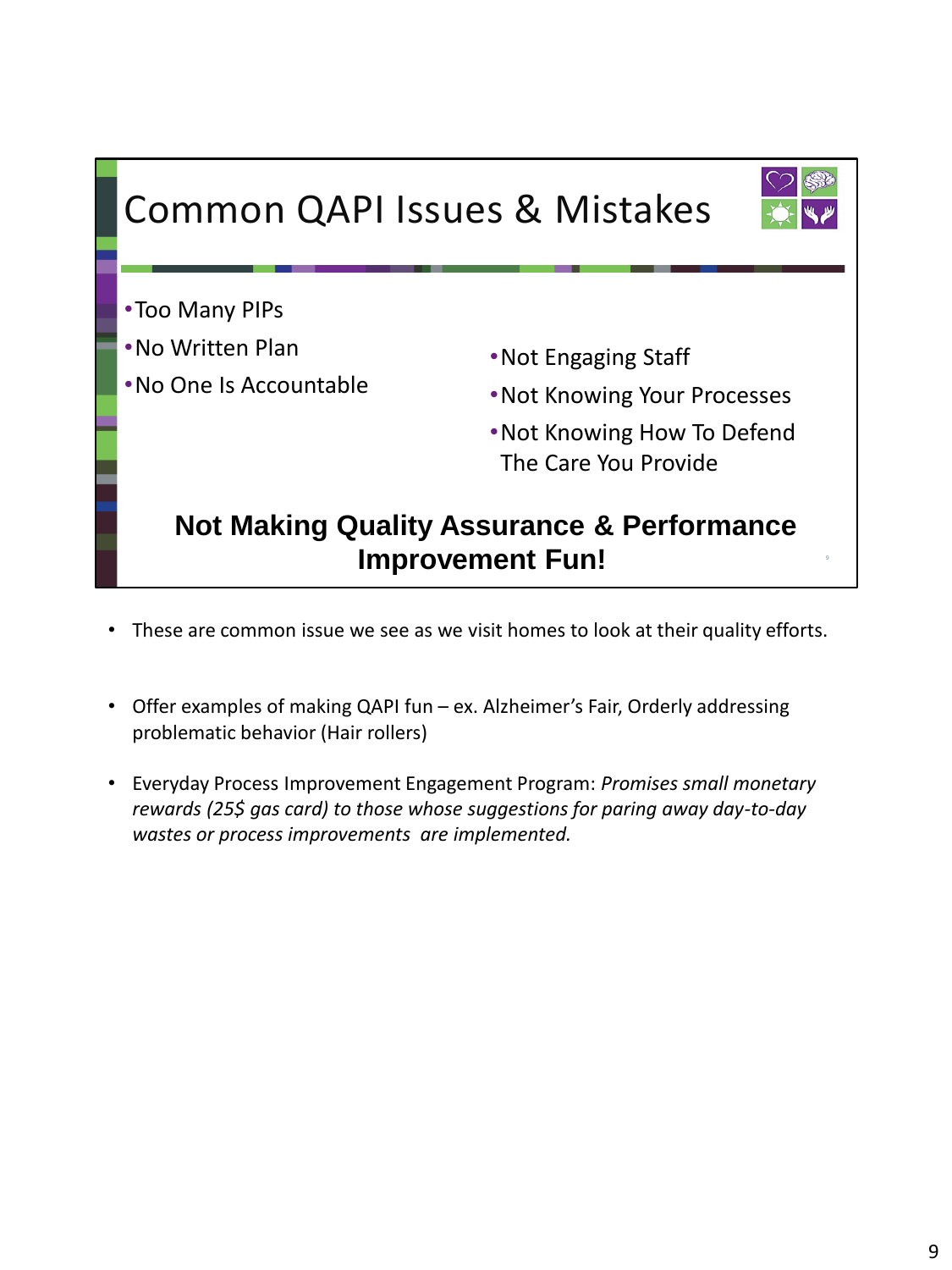# Common QAPI Issues & Mistakes

- Too Many PIPs
- No Written Plan
- No One Is Accountable
- Not Engaging Staff
- Not Knowing Your Processes
- Not Knowing How To Defend The Care You Provide

**Not Making Quality Assurance & Performance Improvement Fun!**

- These are common issue we see as we visit homes to look at their quality efforts.
- Offer examples of making QAPI fun – ex. Alzheimer's Fair, Orderly addressing problematic behavior (Hair rollers)
- Everyday Process Improvement Engagement Program: *Promises small monetary rewards (25$ gas card) to those whose suggestions for paring away day-to-day wastes or process improvements are implemented.*